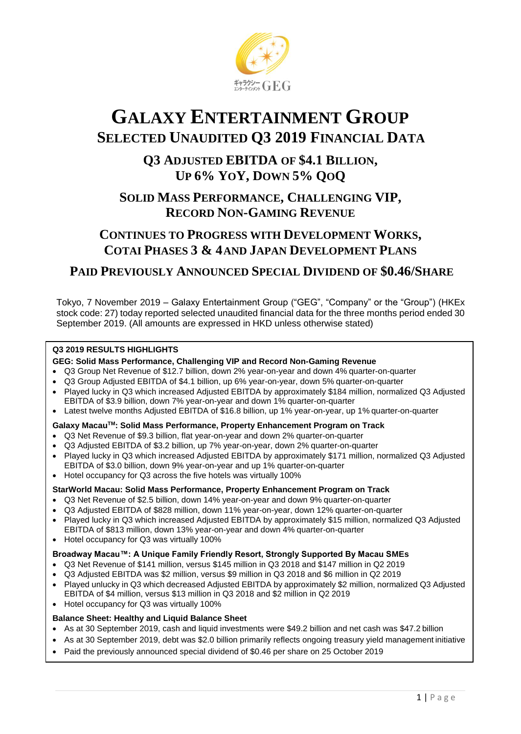# GALAXY ENTERTAINMENT GROUP

## SELECTED UNAUDITED Q3 2019 FINANCIAL DATA

### Q3 ADJUSTED EBITDA OF $4.1 BILLION, UP 6% YOY, DOWN 5% QOQ

### SOLID MASS PERFORMANCE, CHALLENGING VIP, RECORD NON-GAMING REVENUE

### CONTINUES TO PROGRESS WITH DEVELOPMENT WORKS, COTAI PHASES 3 & 4 AND JAPAN DEVELOPMENT PLANS

### PAID PREVIOUSLY ANNOUNCED SPECIAL DIVIDEND OF $0.46/SHARE

Tokyo, 7 November 2019 – Galaxy Entertainment Group ("GEG", "Company" or the "Group") (HKEx stock code: 27) today reported selected unaudited financial data for the three months period ended 30 September 2019. (All amounts are expressed in HKD unless otherwise stated)

**Q3 2019 RESULTS HIGHLIGHTS**

**GEG: Solid Mass Performance, Challenging VIP and Record Non-Gaming Revenue**

- Q3 Group Net Revenue of $12.7 billion, down 2% year-on-year and down 4% quarter-on-quarter
- Q3 Group Adjusted EBITDA of $4.1 billion, up 6% year-on-year, down 5% quarter-on-quarter
- Played lucky in Q3 which increased Adjusted EBITDA by approximately $184 million, normalized Q3 Adjusted EBITDA of $3.9 billion, down 7% year-on-year and down 1% quarter-on-quarter
- Latest twelve months Adjusted EBITDA of $16.8 billion, up 1% year-on-year, up 1% quarter-on-quarter

**Galaxy Macau™: Solid Mass Performance, Property Enhancement Program on Track**

- Q3 Net Revenue of $9.3 billion, flat year-on-year and down 2% quarter-on-quarter
- Q3 Adjusted EBITDA of $3.2 billion, up 7% year-on-year, down 2% quarter-on-quarter
- Played lucky in Q3 which increased Adjusted EBITDA by approximately $171 million, normalized Q3 Adjusted EBITDA of $3.0 billion, down 9% year-on-year and up 1% quarter-on-quarter
- Hotel occupancy for Q3 across the five hotels was virtually 100%

**StarWorld Macau: Solid Mass Performance, Property Enhancement Program on Track**

- Q3 Net Revenue of $2.5 billion, down 14% year-on-year and down 9% quarter-on-quarter
- Q3 Adjusted EBITDA of $828 million, down 11% year-on-year, down 12% quarter-on-quarter
- Played lucky in Q3 which increased Adjusted EBITDA by approximately $15 million, normalized Q3 Adjusted EBITDA of $813 million, down 13% year-on-year and down 4% quarter-on-quarter
- Hotel occupancy for Q3 was virtually 100%

**Broadway Macau™: A Unique Family Friendly Resort, Strongly Supported By Macau SMEs**

- Q3 Net Revenue of $141 million, versus $145 million in Q3 2018 and $147 million in Q2 2019
- Q3 Adjusted EBITDA was $2 million, versus $9 million in Q3 2018 and $6 million in Q2 2019
- Played unlucky in Q3 which decreased Adjusted EBITDA by approximately $2 million, normalized Q3 Adjusted EBITDA of $4 million, versus $13 million in Q3 2018 and $2 million in Q2 2019
- Hotel occupancy for Q3 was virtually 100%

**Balance Sheet: Healthy and Liquid Balance Sheet**

- As at 30 September 2019, cash and liquid investments were $49.2 billion and net cash was $47.2 billion
- As at 30 September 2019, debt was $2.0 billion primarily reflects ongoing treasury yield management initiative
- Paid the previously announced special dividend of $0.46 per share on 25 October 2019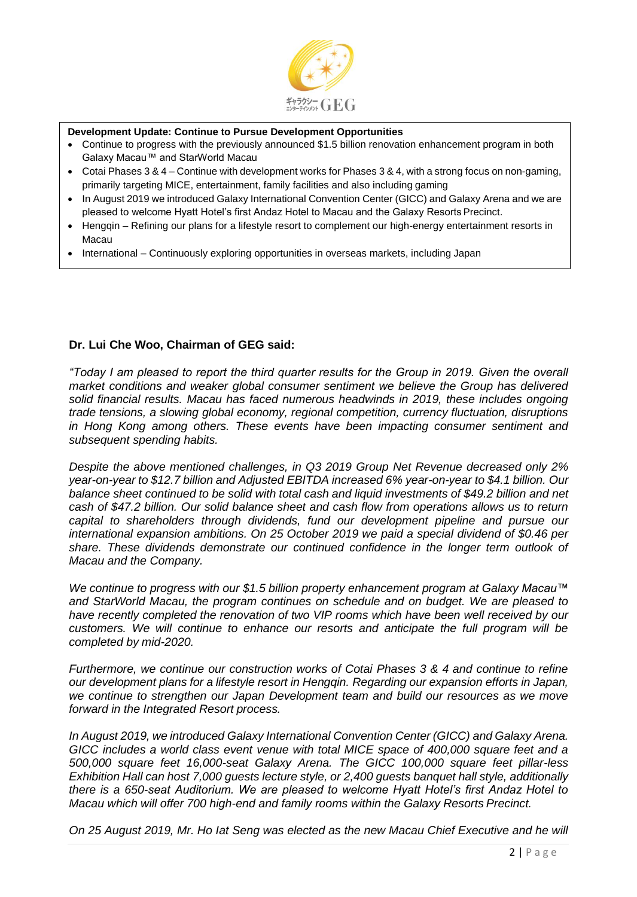**Development Update: Continue to Pursue Development Opportunities**

- Continue to progress with the previously announced $1.5 billion renovation enhancement program in both Galaxy Macau™ and StarWorld Macau
- Cotai Phases 3 & 4 – Continue with development works for Phases 3 & 4, with a strong focus on non-gaming, primarily targeting MICE, entertainment, family facilities and also including gaming
- In August 2019 we introduced Galaxy International Convention Center (GICC) and Galaxy Arena and we are pleased to welcome Hyatt Hotel's first Andaz Hotel to Macau and the Galaxy Resorts Precinct.
- Hengqin – Refining our plans for a lifestyle resort to complement our high-energy entertainment resorts in Macau
- International – Continuously exploring opportunities in overseas markets, including Japan

**Dr. Lui Che Woo, Chairman of GEG said:**

*"Today I am pleased to report the third quarter results for the Group in 2019. Given the overall market conditions and weaker global consumer sentiment we believe the Group has delivered solid financial results. Macau has faced numerous headwinds in 2019, these includes ongoing trade tensions, a slowing global economy, regional competition, currency fluctuation, disruptions in Hong Kong among others. These events have been impacting consumer sentiment and subsequent spending habits.*

*Despite the above mentioned challenges, in Q3 2019 Group Net Revenue decreased only 2% year-on-year to $12.7 billion and Adjusted EBITDA increased 6% year-on-year to $4.1 billion. Our balance sheet continued to be solid with total cash and liquid investments of $49.2 billion and net cash of $47.2 billion. Our solid balance sheet and cash flow from operations allows us to return capital to shareholders through dividends, fund our development pipeline and pursue our international expansion ambitions. On 25 October 2019 we paid a special dividend of $0.46 per share. These dividends demonstrate our continued confidence in the longer term outlook of Macau and the Company.*

*We continue to progress with our $1.5 billion property enhancement program at Galaxy Macau™ and StarWorld Macau, the program continues on schedule and on budget. We are pleased to have recently completed the renovation of two VIP rooms which have been well received by our customers. We will continue to enhance our resorts and anticipate the full program will be completed by mid-2020.*

*Furthermore, we continue our construction works of Cotai Phases 3 & 4 and continue to refine our development plans for a lifestyle resort in Hengqin. Regarding our expansion efforts in Japan, we continue to strengthen our Japan Development team and build our resources as we move forward in the Integrated Resort process.*

*In August 2019, we introduced Galaxy International Convention Center (GICC) and Galaxy Arena. GICC includes a world class event venue with total MICE space of 400,000 square feet and a 500,000 square feet 16,000-seat Galaxy Arena. The GICC 100,000 square feet pillar-less Exhibition Hall can host 7,000 guests lecture style, or 2,400 guests banquet hall style, additionally there is a 650-seat Auditorium. We are pleased to welcome Hyatt Hotel's first Andaz Hotel to Macau which will offer 700 high-end and family rooms within the Galaxy Resorts Precinct.*

*On 25 August 2019, Mr. Ho Iat Seng was elected as the new Macau Chief Executive and he will*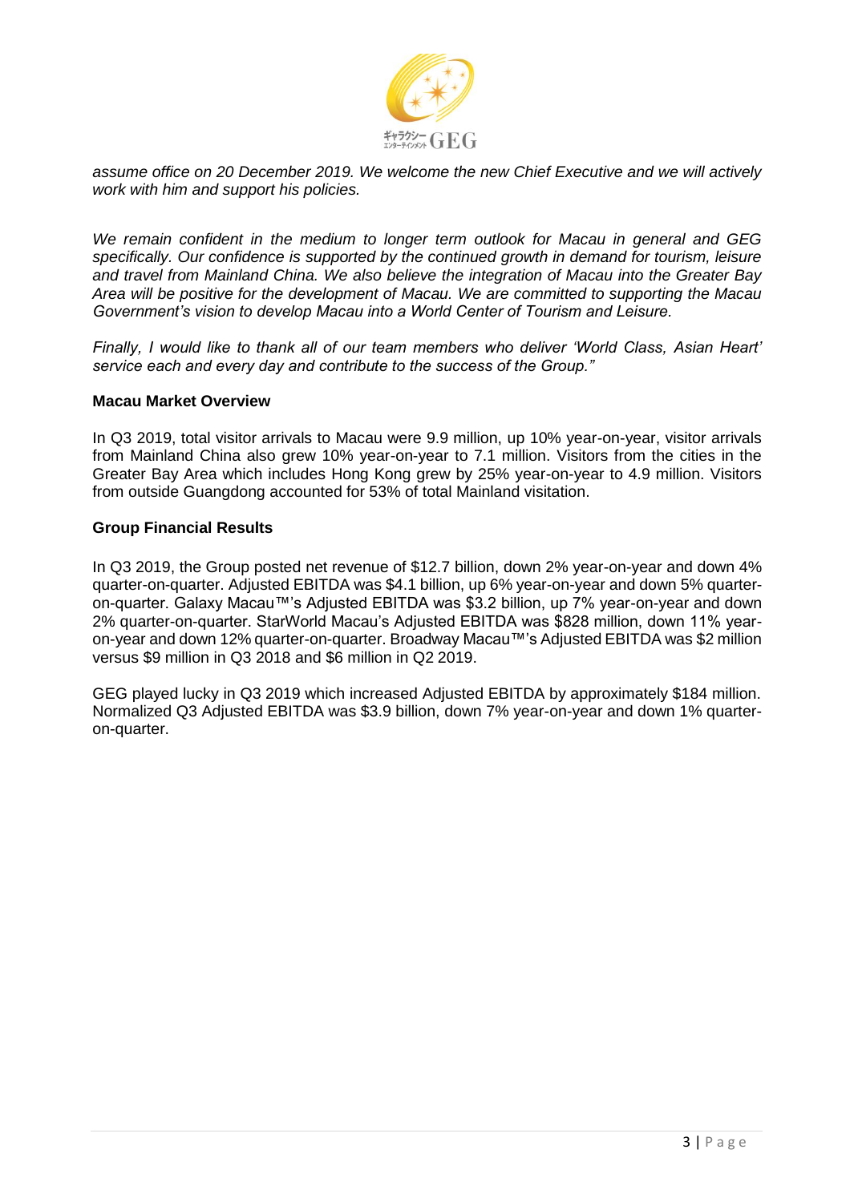*assume office on 20 December 2019. We welcome the new Chief Executive and we will actively work with him and support his policies.*

*We remain confident in the medium to longer term outlook for Macau in general and GEG specifically. Our confidence is supported by the continued growth in demand for tourism, leisure and travel from Mainland China. We also believe the integration of Macau into the Greater Bay Area will be positive for the development of Macau. We are committed to supporting the Macau Government's vision to develop Macau into a World Center of Tourism and Leisure.*

*Finally, I would like to thank all of our team members who deliver 'World Class, Asian Heart' service each and every day and contribute to the success of the Group."*

**Macau Market Overview**

In Q3 2019, total visitor arrivals to Macau were 9.9 million, up 10% year-on-year, visitor arrivals from Mainland China also grew 10% year-on-year to 7.1 million. Visitors from the cities in the Greater Bay Area which includes Hong Kong grew by 25% year-on-year to 4.9 million. Visitors from outside Guangdong accounted for 53% of total Mainland visitation.

**Group Financial Results**

In Q3 2019, the Group posted net revenue of $12.7 billion, down 2% year-on-year and down 4% quarter-on-quarter. Adjusted EBITDA was $4.1 billion, up 6% year-on-year and down 5% quarter-on-quarter. Galaxy Macau™'s Adjusted EBITDA was $3.2 billion, up 7% year-on-year and down 2% quarter-on-quarter. StarWorld Macau's Adjusted EBITDA was $828 million, down 11% year-on-year and down 12% quarter-on-quarter. Broadway Macau™'s Adjusted EBITDA was $2 million versus $9 million in Q3 2018 and $6 million in Q2 2019.

GEG played lucky in Q3 2019 which increased Adjusted EBITDA by approximately $184 million. Normalized Q3 Adjusted EBITDA was $3.9 billion, down 7% year-on-year and down 1% quarter-on-quarter.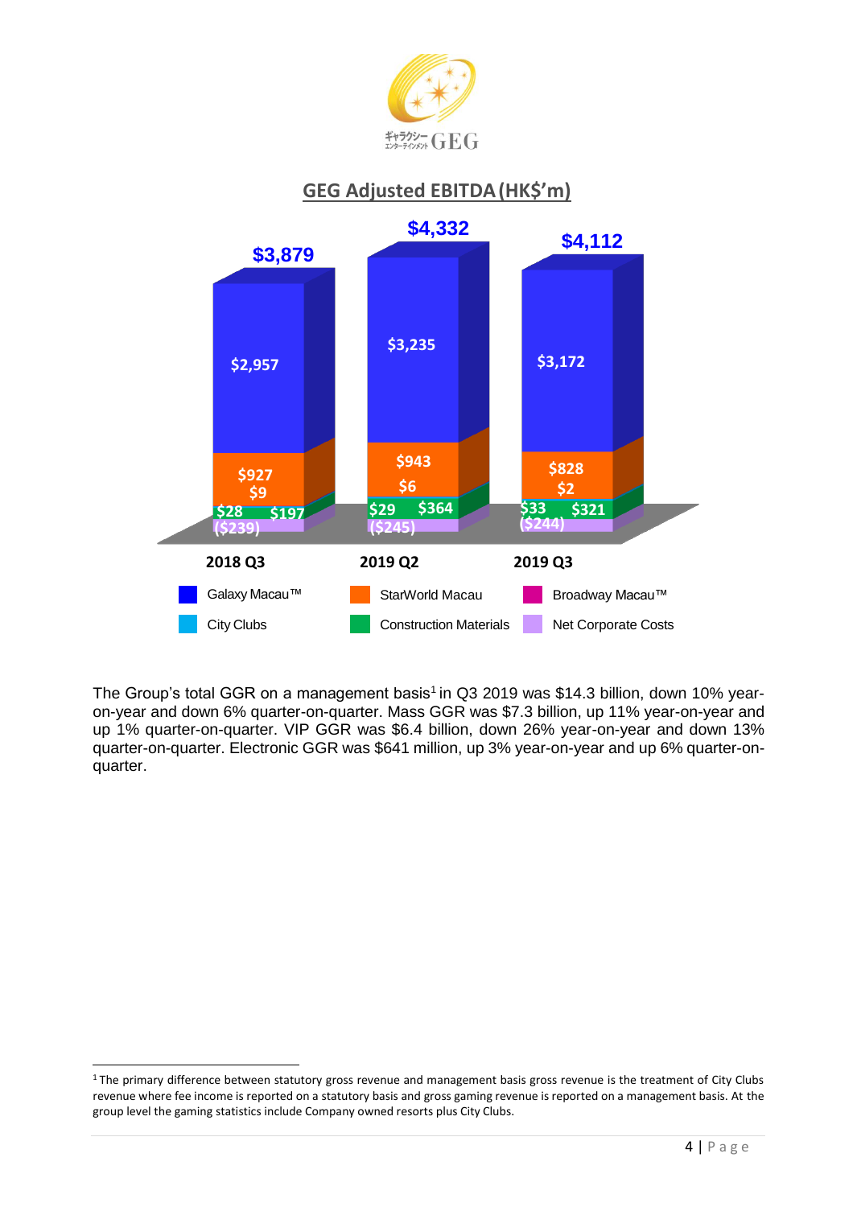## GEG Adjusted EBITDA (HK$'m)

| | 2018 Q3 | 2019 Q2 | 2019 Q3 |
|---|---|---|---|
| Galaxy Macau™ | $2,957 | $3,235 | $3,172 |
| StarWorld Macau | $927 | $943 | $828 |
| Broadway Macau™ | $9 | $6 | $2 |
| City Clubs | $28 | $29 | $33 |
| Construction Materials | $197 | $364 | $321 |
| Net Corporate Costs | ($239) | ($245) | ($244) |
| Total | $3,879 | $4,332 | $4,112 |

The Group's total GGR on a management basis[1] in Q3 2019 was $14.3 billion, down 10% year-on-year and down 6% quarter-on-quarter. Mass GGR was $7.3 billion, up 11% year-on-year and up 1% quarter-on-quarter. VIP GGR was $6.4 billion, down 26% year-on-year and down 13% quarter-on-quarter. Electronic GGR was $641 million, up 3% year-on-year and up 6% quarter-on-quarter.

[1] The primary difference between statutory gross revenue and management basis gross revenue is the treatment of City Clubs revenue where fee income is reported on a statutory basis and gross gaming revenue is reported on a management basis. At the group level the gaming statistics include Company owned resorts plus City Clubs.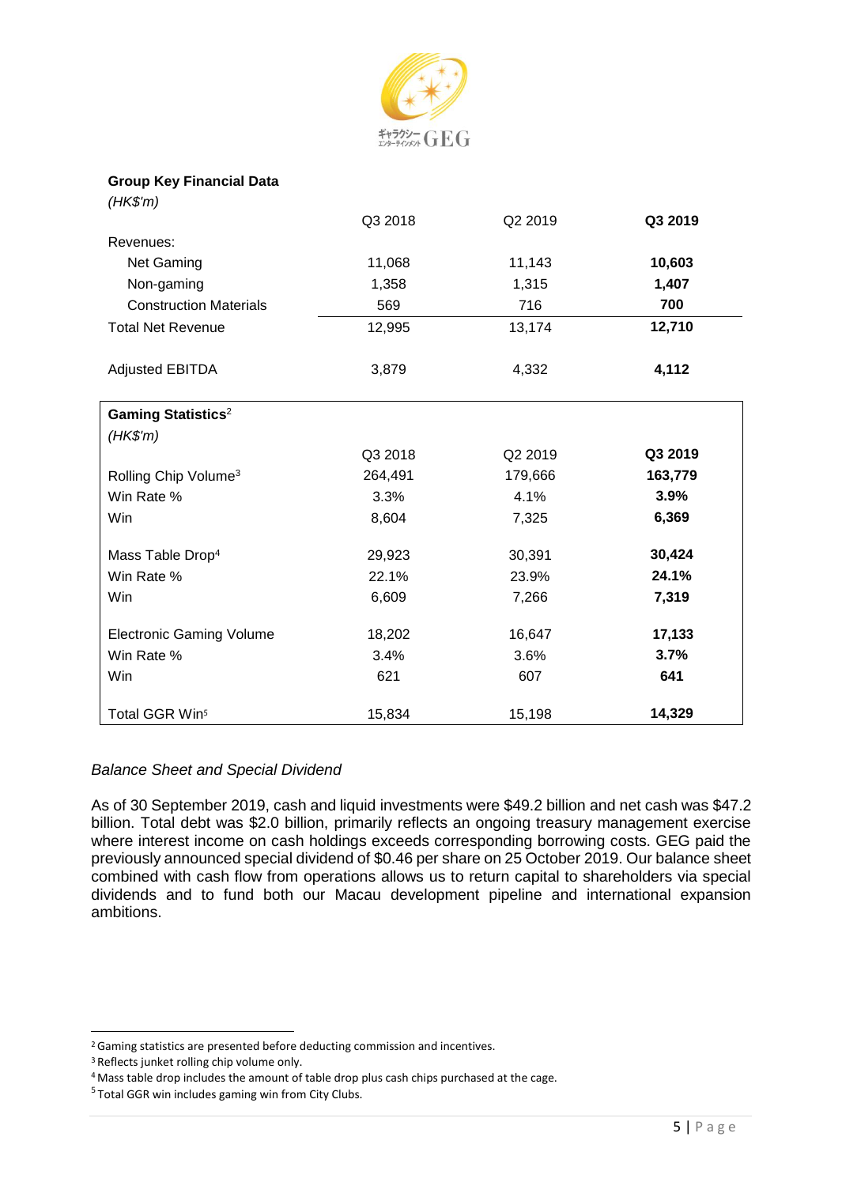**Group Key Financial Data**

*(HK$'m)*

| | Q3 2018 | Q2 2019 | **Q3 2019** |
|---|---|---|---|
| Revenues: | | | |
| Net Gaming | 11,068 | 11,143 | **10,603** |
| Non-gaming | 1,358 | 1,315 | **1,407** |
| Construction Materials | 569 | 716 | **700** |
| Total Net Revenue | 12,995 | 13,174 | **12,710** |
| Adjusted EBITDA | 3,879 | 4,332 | **4,112** |

**Gaming Statistics**[2]

*(HK$'m)*

| | Q3 2018 | Q2 2019 | **Q3 2019** |
|---|---|---|---|
| Rolling Chip Volume[3] | 264,491 | 179,666 | **163,779** |
| Win Rate % | 3.3% | 4.1% | **3.9%** |
| Win | 8,604 | 7,325 | **6,369** |
| Mass Table Drop[4] | 29,923 | 30,391 | **30,424** |
| Win Rate % | 22.1% | 23.9% | **24.1%** |
| Win | 6,609 | 7,266 | **7,319** |
| Electronic Gaming Volume | 18,202 | 16,647 | **17,133** |
| Win Rate % | 3.4% | 3.6% | **3.7%** |
| Win | 621 | 607 | **641** |
| Total GGR Win[5] | 15,834 | 15,198 | **14,329** |

*Balance Sheet and Special Dividend*

As of 30 September 2019, cash and liquid investments were $49.2 billion and net cash was $47.2 billion. Total debt was $2.0 billion, primarily reflects an ongoing treasury management exercise where interest income on cash holdings exceeds corresponding borrowing costs. GEG paid the previously announced special dividend of $0.46 per share on 25 October 2019. Our balance sheet combined with cash flow from operations allows us to return capital to shareholders via special dividends and to fund both our Macau development pipeline and international expansion ambitions.

[2] Gaming statistics are presented before deducting commission and incentives.
[3] Reflects junket rolling chip volume only.
[4] Mass table drop includes the amount of table drop plus cash chips purchased at the cage.
[5] Total GGR win includes gaming win from City Clubs.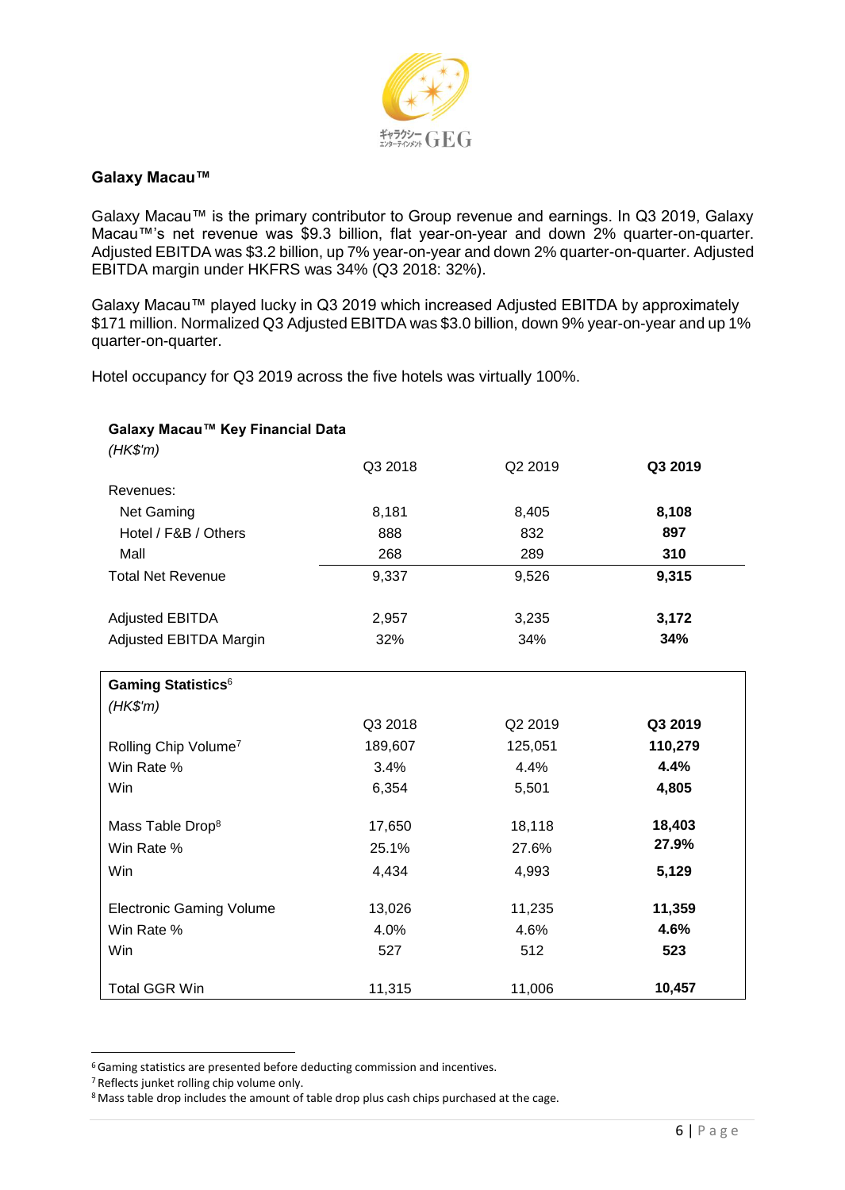## Galaxy Macau™

Galaxy Macau™ is the primary contributor to Group revenue and earnings. In Q3 2019, Galaxy Macau™'s net revenue was $9.3 billion, flat year-on-year and down 2% quarter-on-quarter. Adjusted EBITDA was $3.2 billion, up 7% year-on-year and down 2% quarter-on-quarter. Adjusted EBITDA margin under HKFRS was 34% (Q3 2018: 32%).

Galaxy Macau™ played lucky in Q3 2019 which increased Adjusted EBITDA by approximately $171 million. Normalized Q3 Adjusted EBITDA was $3.0 billion, down 9% year-on-year and up 1% quarter-on-quarter.

Hotel occupancy for Q3 2019 across the five hotels was virtually 100%.

**Galaxy Macau™ Key Financial Data**

*(HK$'m)*

| | Q3 2018 | Q2 2019 | **Q3 2019** |
|---|---|---|---|
| Revenues: | | | |
| Net Gaming | 8,181 | 8,405 | **8,108** |
| Hotel / F&B / Others | 888 | 832 | **897** |
| Mall | 268 | 289 | **310** |
| Total Net Revenue | 9,337 | 9,526 | **9,315** |
| | | | |
| Adjusted EBITDA | 2,957 | 3,235 | **3,172** |
| Adjusted EBITDA Margin | 32% | 34% | **34%** |

**Gaming Statistics**[6]

*(HK$'m)*

| | Q3 2018 | Q2 2019 | **Q3 2019** |
|---|---|---|---|
| Rolling Chip Volume[7] | 189,607 | 125,051 | **110,279** |
| Win Rate % | 3.4% | 4.4% | **4.4%** |
| Win | 6,354 | 5,501 | **4,805** |
| | | | |
| Mass Table Drop[8] | 17,650 | 18,118 | **18,403** |
| Win Rate % | 25.1% | 27.6% | **27.9%** |
| Win | 4,434 | 4,993 | **5,129** |
| | | | |
| Electronic Gaming Volume | 13,026 | 11,235 | **11,359** |
| Win Rate % | 4.0% | 4.6% | **4.6%** |
| Win | 527 | 512 | **523** |
| | | | |
| Total GGR Win | 11,315 | 11,006 | **10,457** |

[6] Gaming statistics are presented before deducting commission and incentives.
[7] Reflects junket rolling chip volume only.
[8] Mass table drop includes the amount of table drop plus cash chips purchased at the cage.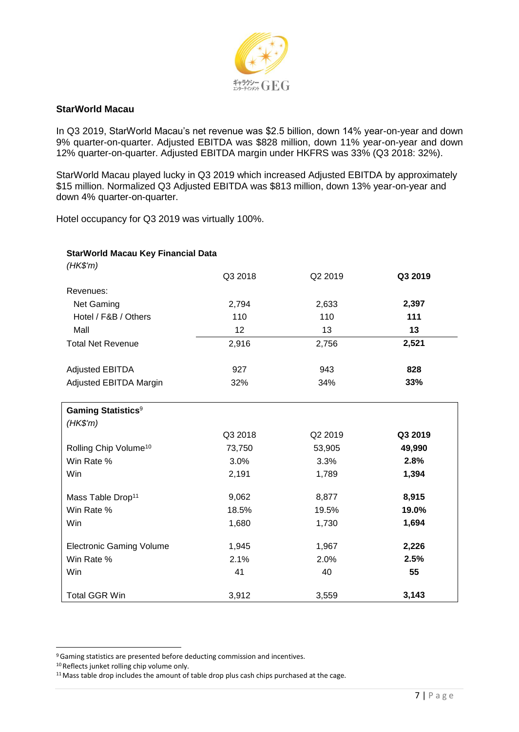## StarWorld Macau

In Q3 2019, StarWorld Macau's net revenue was $2.5 billion, down 14% year-on-year and down 9% quarter-on-quarter. Adjusted EBITDA was $828 million, down 11% year-on-year and down 12% quarter-on-quarter. Adjusted EBITDA margin under HKFRS was 33% (Q3 2018: 32%).

StarWorld Macau played lucky in Q3 2019 which increased Adjusted EBITDA by approximately $15 million. Normalized Q3 Adjusted EBITDA was $813 million, down 13% year-on-year and down 4% quarter-on-quarter.

Hotel occupancy for Q3 2019 was virtually 100%.

**StarWorld Macau Key Financial Data**
*(HK$'m)*

| | Q3 2018 | Q2 2019 | **Q3 2019** |
|---|---|---|---|
| Revenues: | | | |
| Net Gaming | 2,794 | 2,633 | **2,397** |
| Hotel / F&B / Others | 110 | 110 | **111** |
| Mall | 12 | 13 | **13** |
| Total Net Revenue | 2,916 | 2,756 | **2,521** |
| | | | |
| Adjusted EBITDA | 927 | 943 | **828** |
| Adjusted EBITDA Margin | 32% | 34% | **33%** |

**Gaming Statistics**[9]
*(HK$'m)*

| | Q3 2018 | Q2 2019 | **Q3 2019** |
|---|---|---|---|
| Rolling Chip Volume[10] | 73,750 | 53,905 | **49,990** |
| Win Rate % | 3.0% | 3.3% | **2.8%** |
| Win | 2,191 | 1,789 | **1,394** |
| | | | |
| Mass Table Drop[11] | 9,062 | 8,877 | **8,915** |
| Win Rate % | 18.5% | 19.5% | **19.0%** |
| Win | 1,680 | 1,730 | **1,694** |
| | | | |
| Electronic Gaming Volume | 1,945 | 1,967 | **2,226** |
| Win Rate % | 2.1% | 2.0% | **2.5%** |
| Win | 41 | 40 | **55** |
| | | | |
| Total GGR Win | 3,912 | 3,559 | **3,143** |

[9] Gaming statistics are presented before deducting commission and incentives.
[10] Reflects junket rolling chip volume only.
[11] Mass table drop includes the amount of table drop plus cash chips purchased at the cage.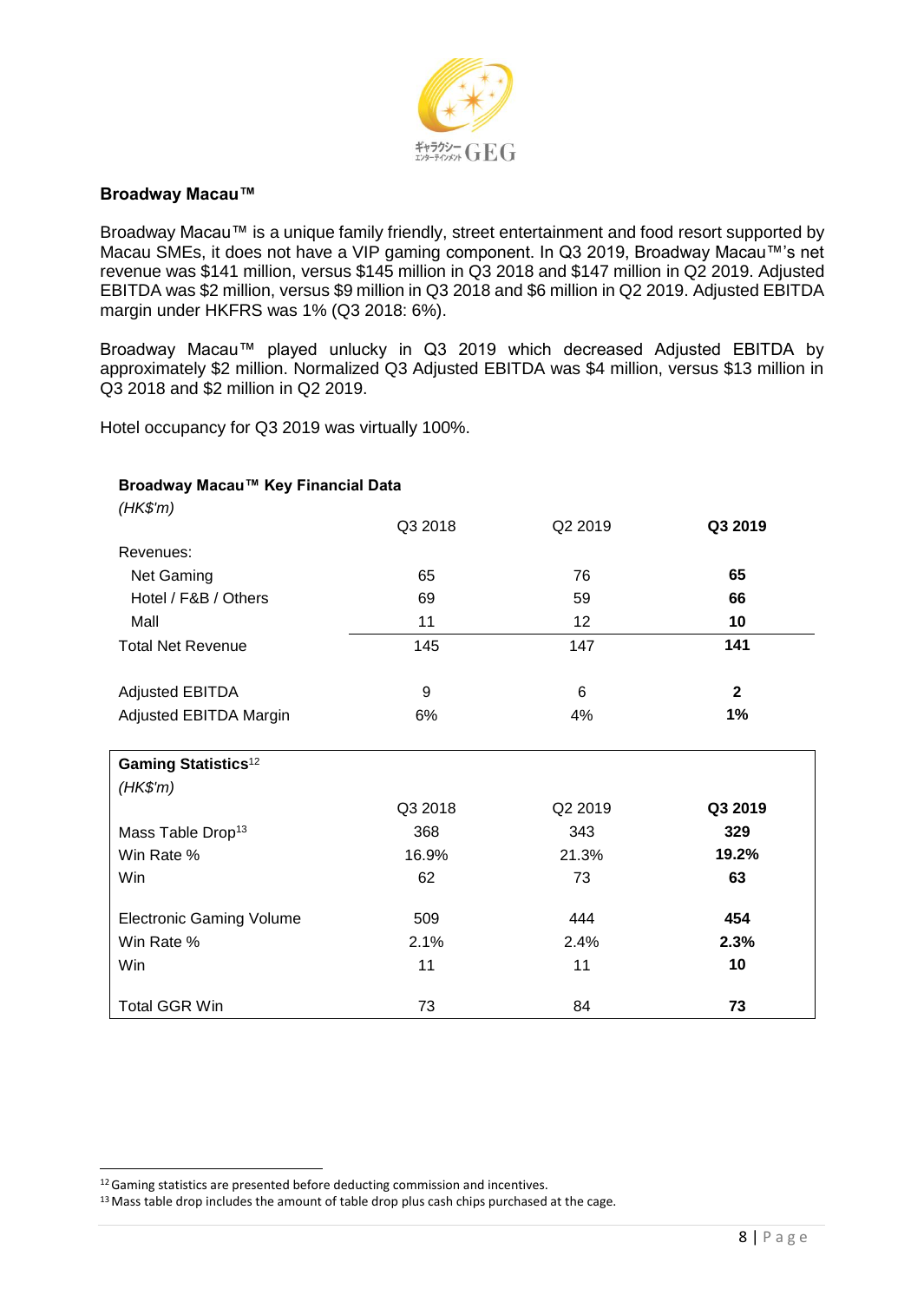### Broadway Macau™

Broadway Macau™ is a unique family friendly, street entertainment and food resort supported by Macau SMEs, it does not have a VIP gaming component. In Q3 2019, Broadway Macau™'s net revenue was $141 million, versus $145 million in Q3 2018 and $147 million in Q2 2019. Adjusted EBITDA was $2 million, versus $9 million in Q3 2018 and $6 million in Q2 2019. Adjusted EBITDA margin under HKFRS was 1% (Q3 2018: 6%).

Broadway Macau™ played unlucky in Q3 2019 which decreased Adjusted EBITDA by approximately $2 million. Normalized Q3 Adjusted EBITDA was $4 million, versus $13 million in Q3 2018 and $2 million in Q2 2019.

Hotel occupancy for Q3 2019 was virtually 100%.

**Broadway Macau™ Key Financial Data**
*(HK$'m)*

| | Q3 2018 | Q2 2019 | **Q3 2019** |
|---|---|---|---|
| Revenues: | | | |
| Net Gaming | 65 | 76 | **65** |
| Hotel / F&B / Others | 69 | 59 | **66** |
| Mall | 11 | 12 | **10** |
| Total Net Revenue | 145 | 147 | **141** |
| | | | |
| Adjusted EBITDA | 9 | 6 | **2** |
| Adjusted EBITDA Margin | 6% | 4% | **1%** |

**Gaming Statistics**[12]
*(HK$'m)*

| | Q3 2018 | Q2 2019 | **Q3 2019** |
|---|---|---|---|
| Mass Table Drop[13] | 368 | 343 | **329** |
| Win Rate % | 16.9% | 21.3% | **19.2%** |
| Win | 62 | 73 | **63** |
| | | | |
| Electronic Gaming Volume | 509 | 444 | **454** |
| Win Rate % | 2.1% | 2.4% | **2.3%** |
| Win | 11 | 11 | **10** |
| | | | |
| Total GGR Win | 73 | 84 | **73** |

[12] Gaming statistics are presented before deducting commission and incentives.
[13] Mass table drop includes the amount of table drop plus cash chips purchased at the cage.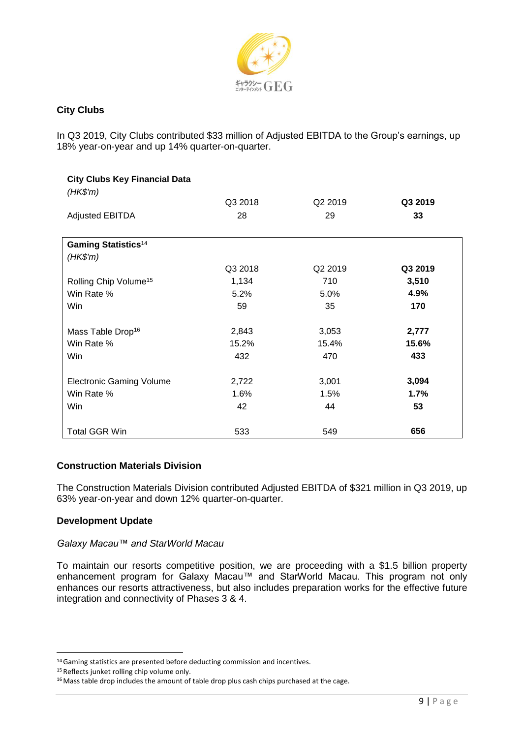## City Clubs

In Q3 2019, City Clubs contributed $33 million of Adjusted EBITDA to the Group's earnings, up 18% year-on-year and up 14% quarter-on-quarter.

| **City Clubs Key Financial Data** *(HK$'m)* | Q3 2018 | Q2 2019 | **Q3 2019** |
|---|---|---|---|
| Adjusted EBITDA | 28 | 29 | **33** |

| **Gaming Statistics**[14] *(HK$'m)* | Q3 2018 | Q2 2019 | **Q3 2019** |
|---|---|---|---|
| Rolling Chip Volume[15] | 1,134 | 710 | **3,510** |
| Win Rate % | 5.2% | 5.0% | **4.9%** |
| Win | 59 | 35 | **170** |
| | | | |
| Mass Table Drop[16] | 2,843 | 3,053 | **2,777** |
| Win Rate % | 15.2% | 15.4% | **15.6%** |
| Win | 432 | 470 | **433** |
| | | | |
| Electronic Gaming Volume | 2,722 | 3,001 | **3,094** |
| Win Rate % | 1.6% | 1.5% | **1.7%** |
| Win | 42 | 44 | **53** |
| | | | |
| Total GGR Win | 533 | 549 | **656** |

## Construction Materials Division

The Construction Materials Division contributed Adjusted EBITDA of $321 million in Q3 2019, up 63% year-on-year and down 12% quarter-on-quarter.

## Development Update

*Galaxy Macau™ and StarWorld Macau*

To maintain our resorts competitive position, we are proceeding with a $1.5 billion property enhancement program for Galaxy Macau™ and StarWorld Macau. This program not only enhances our resorts attractiveness, but also includes preparation works for the effective future integration and connectivity of Phases 3 & 4.

[14] Gaming statistics are presented before deducting commission and incentives.
[15] Reflects junket rolling chip volume only.
[16] Mass table drop includes the amount of table drop plus cash chips purchased at the cage.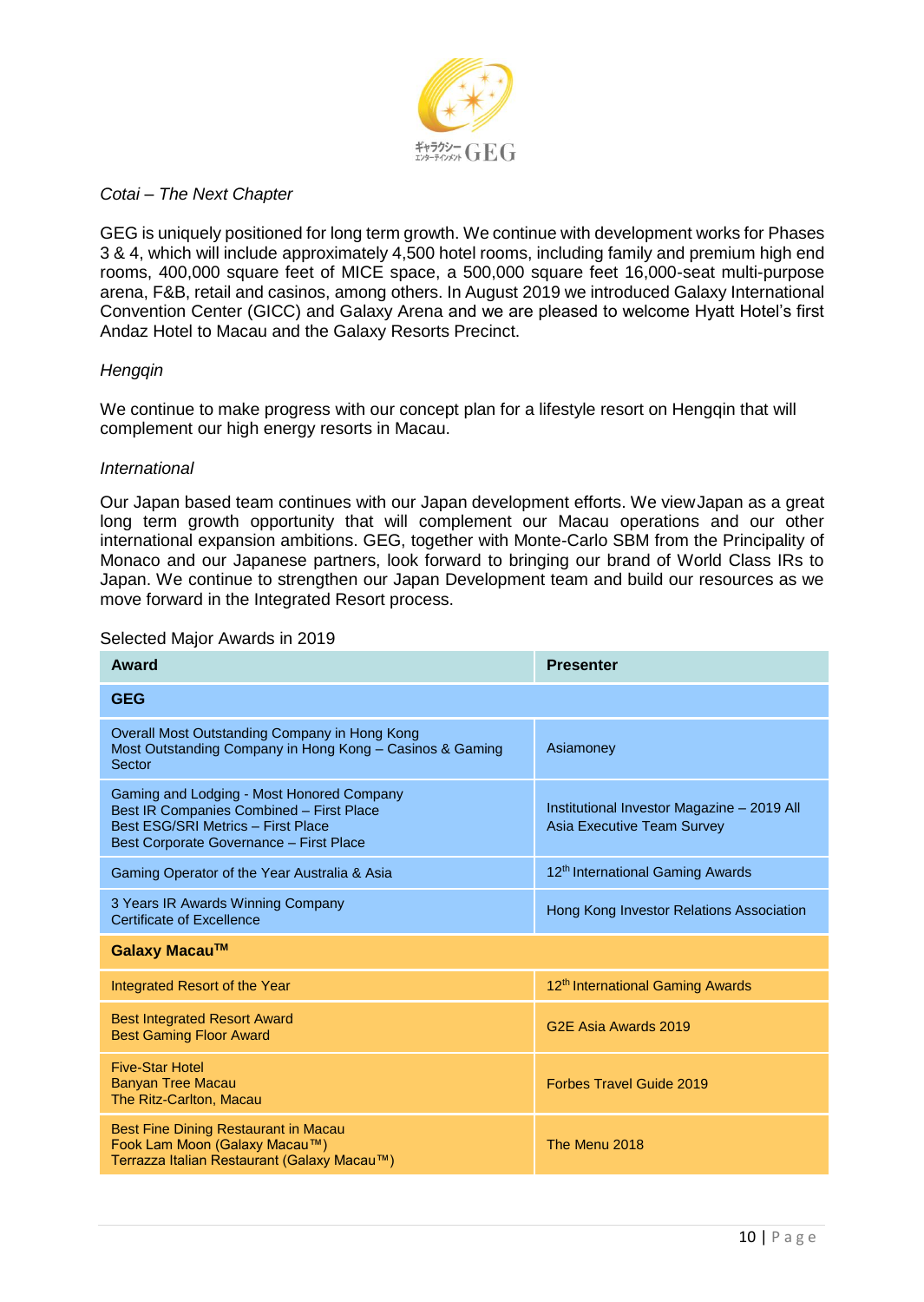*Cotai – The Next Chapter*

GEG is uniquely positioned for long term growth. We continue with development works for Phases 3 & 4, which will include approximately 4,500 hotel rooms, including family and premium high end rooms, 400,000 square feet of MICE space, a 500,000 square feet 16,000-seat multi-purpose arena, F&B, retail and casinos, among others. In August 2019 we introduced Galaxy International Convention Center (GICC) and Galaxy Arena and we are pleased to welcome Hyatt Hotel's first Andaz Hotel to Macau and the Galaxy Resorts Precinct.

*Hengqin*

We continue to make progress with our concept plan for a lifestyle resort on Hengqin that will complement our high energy resorts in Macau.

*International*

Our Japan based team continues with our Japan development efforts. We view Japan as a great long term growth opportunity that will complement our Macau operations and our other international expansion ambitions. GEG, together with Monte-Carlo SBM from the Principality of Monaco and our Japanese partners, look forward to bringing our brand of World Class IRs to Japan. We continue to strengthen our Japan Development team and build our resources as we move forward in the Integrated Resort process.

Selected Major Awards in 2019

| Award | Presenter |
|---|---|
| **GEG** | |
| Overall Most Outstanding Company in Hong Kong<br>Most Outstanding Company in Hong Kong – Casinos & Gaming Sector | Asiamoney |
| Gaming and Lodging - Most Honored Company<br>Best IR Companies Combined – First Place<br>Best ESG/SRI Metrics – First Place<br>Best Corporate Governance – First Place | Institutional Investor Magazine – 2019 All Asia Executive Team Survey |
| Gaming Operator of the Year Australia & Asia | 12th International Gaming Awards |
| 3 Years IR Awards Winning Company<br>Certificate of Excellence | Hong Kong Investor Relations Association |
| **Galaxy Macau™** | |
| Integrated Resort of the Year | 12th International Gaming Awards |
| Best Integrated Resort Award<br>Best Gaming Floor Award | G2E Asia Awards 2019 |
| Five-Star Hotel<br>Banyan Tree Macau<br>The Ritz-Carlton, Macau | Forbes Travel Guide 2019 |
| Best Fine Dining Restaurant in Macau<br>Fook Lam Moon (Galaxy Macau™)<br>Terrazza Italian Restaurant (Galaxy Macau™) | The Menu 2018 |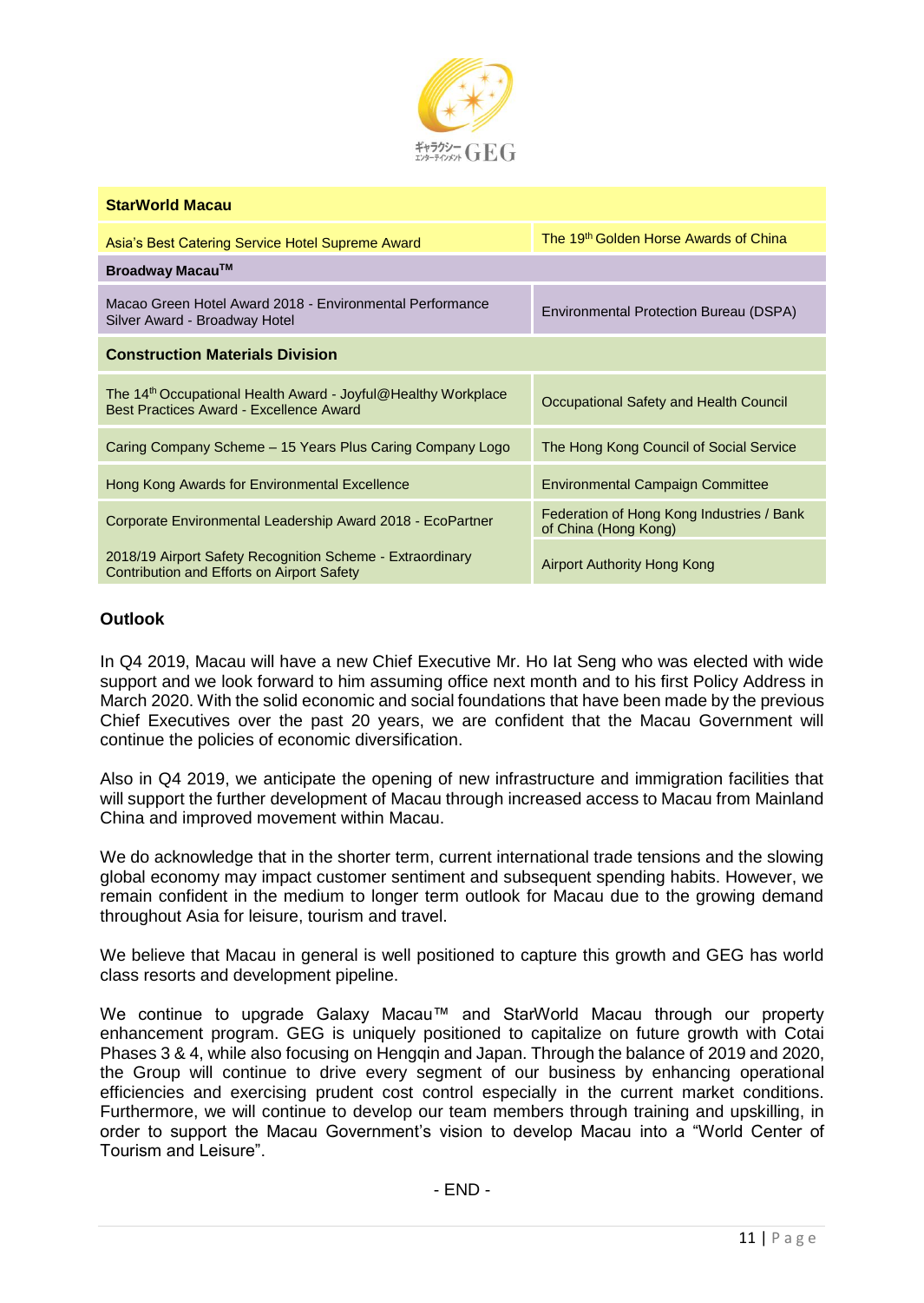| StarWorld Macau | |
|---|---|
| Asia's Best Catering Service Hotel Supreme Award | The 19th Golden Horse Awards of China |
| **Broadway Macau™** | |
| Macao Green Hotel Award 2018 - Environmental Performance Silver Award - Broadway Hotel | Environmental Protection Bureau (DSPA) |
| **Construction Materials Division** | |
| The 14th Occupational Health Award - Joyful@Healthy Workplace Best Practices Award - Excellence Award | Occupational Safety and Health Council |
| Caring Company Scheme – 15 Years Plus Caring Company Logo | The Hong Kong Council of Social Service |
| Hong Kong Awards for Environmental Excellence | Environmental Campaign Committee |
| Corporate Environmental Leadership Award 2018 - EcoPartner | Federation of Hong Kong Industries / Bank of China (Hong Kong) |
| 2018/19 Airport Safety Recognition Scheme - Extraordinary Contribution and Efforts on Airport Safety | Airport Authority Hong Kong |

**Outlook**

In Q4 2019, Macau will have a new Chief Executive Mr. Ho Iat Seng who was elected with wide support and we look forward to him assuming office next month and to his first Policy Address in March 2020. With the solid economic and social foundations that have been made by the previous Chief Executives over the past 20 years, we are confident that the Macau Government will continue the policies of economic diversification.

Also in Q4 2019, we anticipate the opening of new infrastructure and immigration facilities that will support the further development of Macau through increased access to Macau from Mainland China and improved movement within Macau.

We do acknowledge that in the shorter term, current international trade tensions and the slowing global economy may impact customer sentiment and subsequent spending habits. However, we remain confident in the medium to longer term outlook for Macau due to the growing demand throughout Asia for leisure, tourism and travel.

We believe that Macau in general is well positioned to capture this growth and GEG has world class resorts and development pipeline.

We continue to upgrade Galaxy Macau™ and StarWorld Macau through our property enhancement program. GEG is uniquely positioned to capitalize on future growth with Cotai Phases 3 & 4, while also focusing on Hengqin and Japan. Through the balance of 2019 and 2020, the Group will continue to drive every segment of our business by enhancing operational efficiencies and exercising prudent cost control especially in the current market conditions. Furthermore, we will continue to develop our team members through training and upskilling, in order to support the Macau Government's vision to develop Macau into a "World Center of Tourism and Leisure".

- END -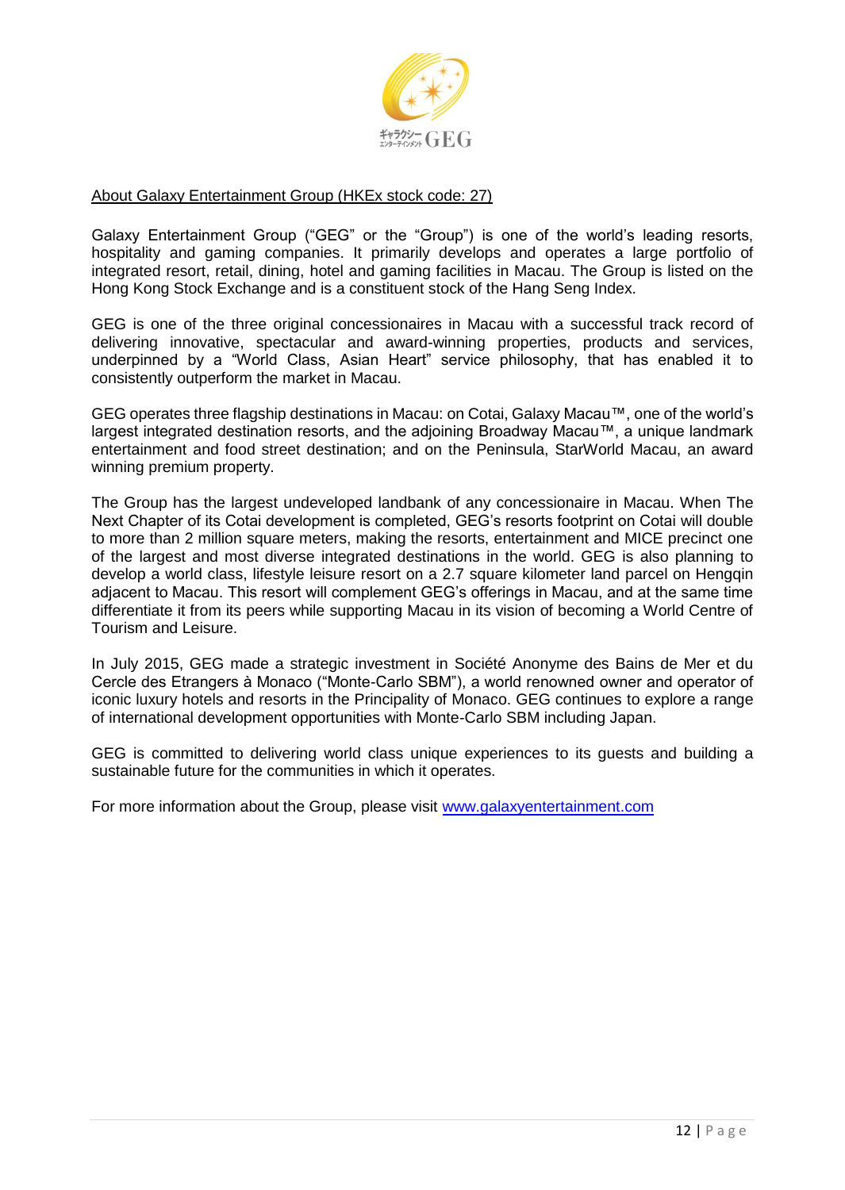About Galaxy Entertainment Group (HKEx stock code: 27)

Galaxy Entertainment Group ("GEG" or the "Group") is one of the world's leading resorts, hospitality and gaming companies. It primarily develops and operates a large portfolio of integrated resort, retail, dining, hotel and gaming facilities in Macau. The Group is listed on the Hong Kong Stock Exchange and is a constituent stock of the Hang Seng Index.

GEG is one of the three original concessionaires in Macau with a successful track record of delivering innovative, spectacular and award-winning properties, products and services, underpinned by a "World Class, Asian Heart" service philosophy, that has enabled it to consistently outperform the market in Macau.

GEG operates three flagship destinations in Macau: on Cotai, Galaxy Macau™, one of the world's largest integrated destination resorts, and the adjoining Broadway Macau™, a unique landmark entertainment and food street destination; and on the Peninsula, StarWorld Macau, an award winning premium property.

The Group has the largest undeveloped landbank of any concessionaire in Macau. When The Next Chapter of its Cotai development is completed, GEG's resorts footprint on Cotai will double to more than 2 million square meters, making the resorts, entertainment and MICE precinct one of the largest and most diverse integrated destinations in the world. GEG is also planning to develop a world class, lifestyle leisure resort on a 2.7 square kilometer land parcel on Hengqin adjacent to Macau. This resort will complement GEG's offerings in Macau, and at the same time differentiate it from its peers while supporting Macau in its vision of becoming a World Centre of Tourism and Leisure.

In July 2015, GEG made a strategic investment in Société Anonyme des Bains de Mer et du Cercle des Etrangers à Monaco ("Monte-Carlo SBM"), a world renowned owner and operator of iconic luxury hotels and resorts in the Principality of Monaco. GEG continues to explore a range of international development opportunities with Monte-Carlo SBM including Japan.

GEG is committed to delivering world class unique experiences to its guests and building a sustainable future for the communities in which it operates.

For more information about the Group, please visit www.galaxyentertainment.com